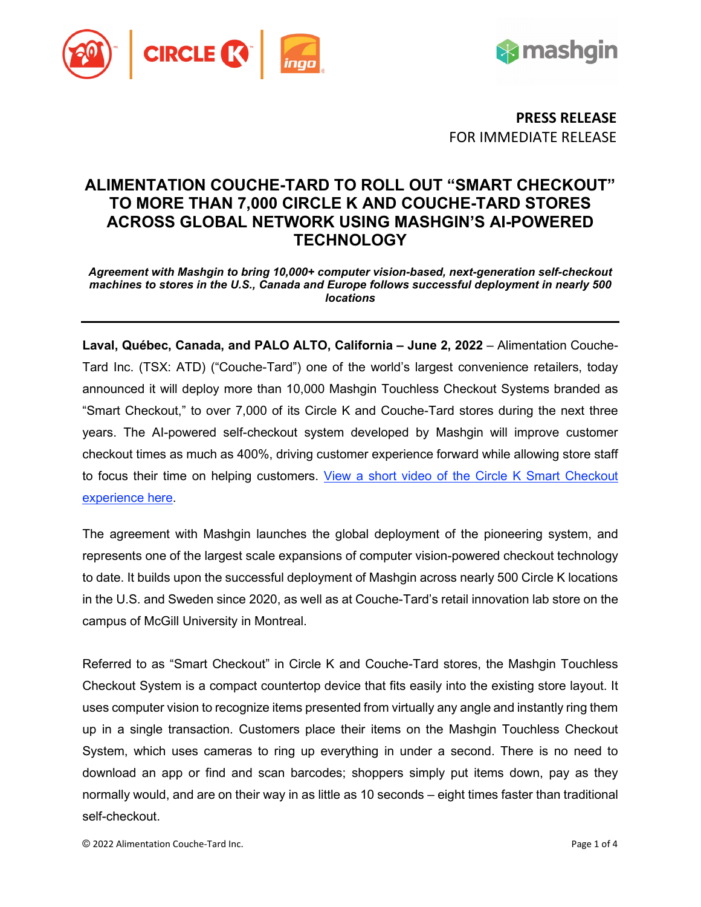**PRESS RELEASE**
FOR IMMEDIATE RELEASE

# ALIMENTATION COUCHE-TARD TO ROLL OUT "SMART CHECKOUT" TO MORE THAN 7,000 CIRCLE K AND COUCHE-TARD STORES ACROSS GLOBAL NETWORK USING MASHGIN'S AI-POWERED TECHNOLOGY

***Agreement with Mashgin to bring 10,000+ computer vision-based, next-generation self-checkout machines to stores in the U.S., Canada and Europe follows successful deployment in nearly 500 locations***

---

**Laval, Québec, Canada, and PALO ALTO, California – June 2, 2022** – Alimentation Couche-Tard Inc. (TSX: ATD) ("Couche-Tard") one of the world's largest convenience retailers, today announced it will deploy more than 10,000 Mashgin Touchless Checkout Systems branded as "Smart Checkout," to over 7,000 of its Circle K and Couche-Tard stores during the next three years. The AI-powered self-checkout system developed by Mashgin will improve customer checkout times as much as 400%, driving customer experience forward while allowing store staff to focus their time on helping customers. View a short video of the Circle K Smart Checkout experience here.

The agreement with Mashgin launches the global deployment of the pioneering system, and represents one of the largest scale expansions of computer vision-powered checkout technology to date. It builds upon the successful deployment of Mashgin across nearly 500 Circle K locations in the U.S. and Sweden since 2020, as well as at Couche-Tard's retail innovation lab store on the campus of McGill University in Montreal.

Referred to as "Smart Checkout" in Circle K and Couche-Tard stores, the Mashgin Touchless Checkout System is a compact countertop device that fits easily into the existing store layout. It uses computer vision to recognize items presented from virtually any angle and instantly ring them up in a single transaction. Customers place their items on the Mashgin Touchless Checkout System, which uses cameras to ring up everything in under a second. There is no need to download an app or find and scan barcodes; shoppers simply put items down, pay as they normally would, and are on their way in as little as 10 seconds – eight times faster than traditional self-checkout.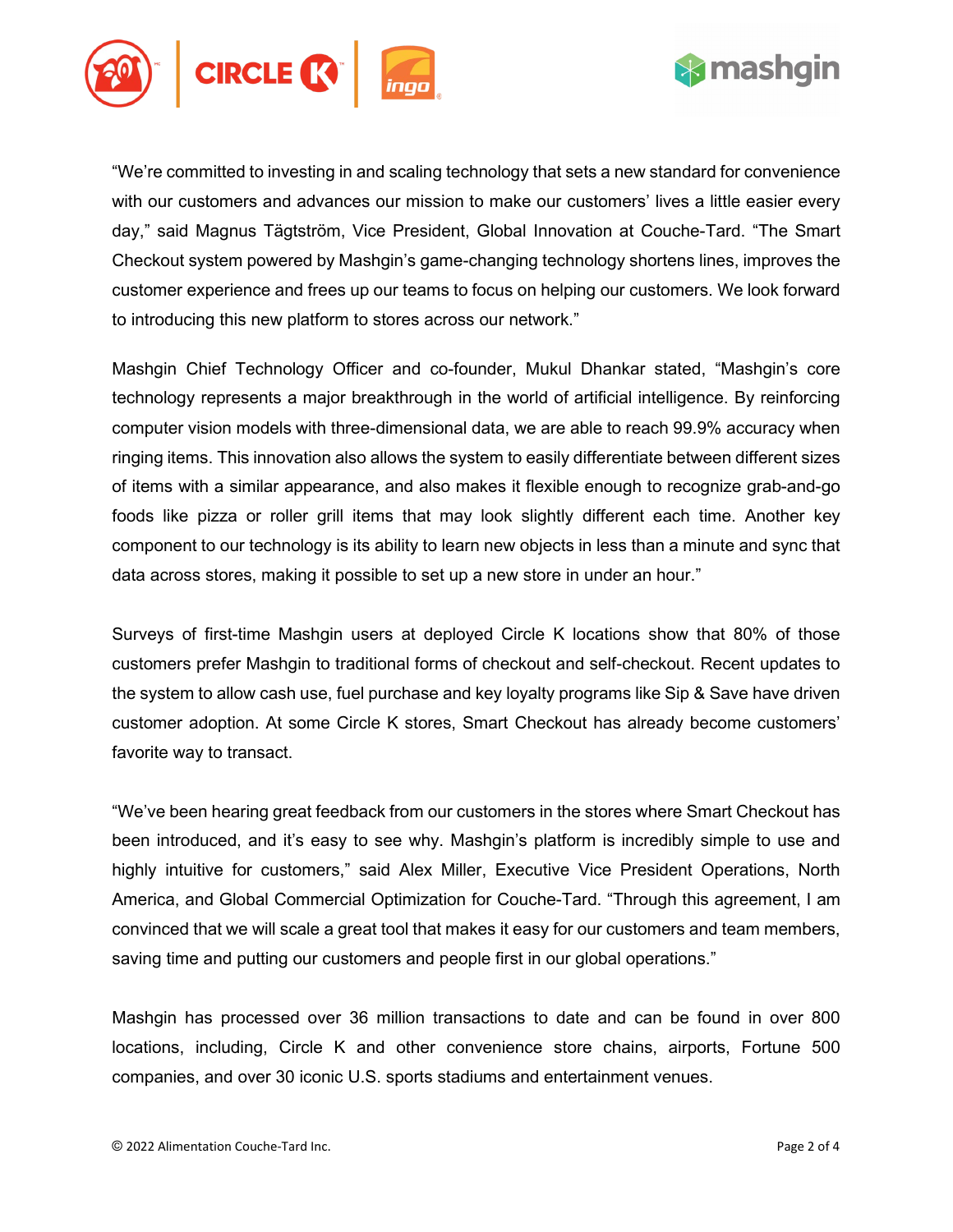"We're committed to investing in and scaling technology that sets a new standard for convenience with our customers and advances our mission to make our customers' lives a little easier every day," said Magnus Tägtström, Vice President, Global Innovation at Couche-Tard. "The Smart Checkout system powered by Mashgin's game-changing technology shortens lines, improves the customer experience and frees up our teams to focus on helping our customers. We look forward to introducing this new platform to stores across our network."

Mashgin Chief Technology Officer and co-founder, Mukul Dhankar stated, "Mashgin's core technology represents a major breakthrough in the world of artificial intelligence. By reinforcing computer vision models with three-dimensional data, we are able to reach 99.9% accuracy when ringing items. This innovation also allows the system to easily differentiate between different sizes of items with a similar appearance, and also makes it flexible enough to recognize grab-and-go foods like pizza or roller grill items that may look slightly different each time. Another key component to our technology is its ability to learn new objects in less than a minute and sync that data across stores, making it possible to set up a new store in under an hour."

Surveys of first-time Mashgin users at deployed Circle K locations show that 80% of those customers prefer Mashgin to traditional forms of checkout and self-checkout. Recent updates to the system to allow cash use, fuel purchase and key loyalty programs like Sip & Save have driven customer adoption. At some Circle K stores, Smart Checkout has already become customers' favorite way to transact.

"We've been hearing great feedback from our customers in the stores where Smart Checkout has been introduced, and it's easy to see why. Mashgin's platform is incredibly simple to use and highly intuitive for customers," said Alex Miller, Executive Vice President Operations, North America, and Global Commercial Optimization for Couche-Tard. "Through this agreement, I am convinced that we will scale a great tool that makes it easy for our customers and team members, saving time and putting our customers and people first in our global operations."

Mashgin has processed over 36 million transactions to date and can be found in over 800 locations, including, Circle K and other convenience store chains, airports, Fortune 500 companies, and over 30 iconic U.S. sports stadiums and entertainment venues.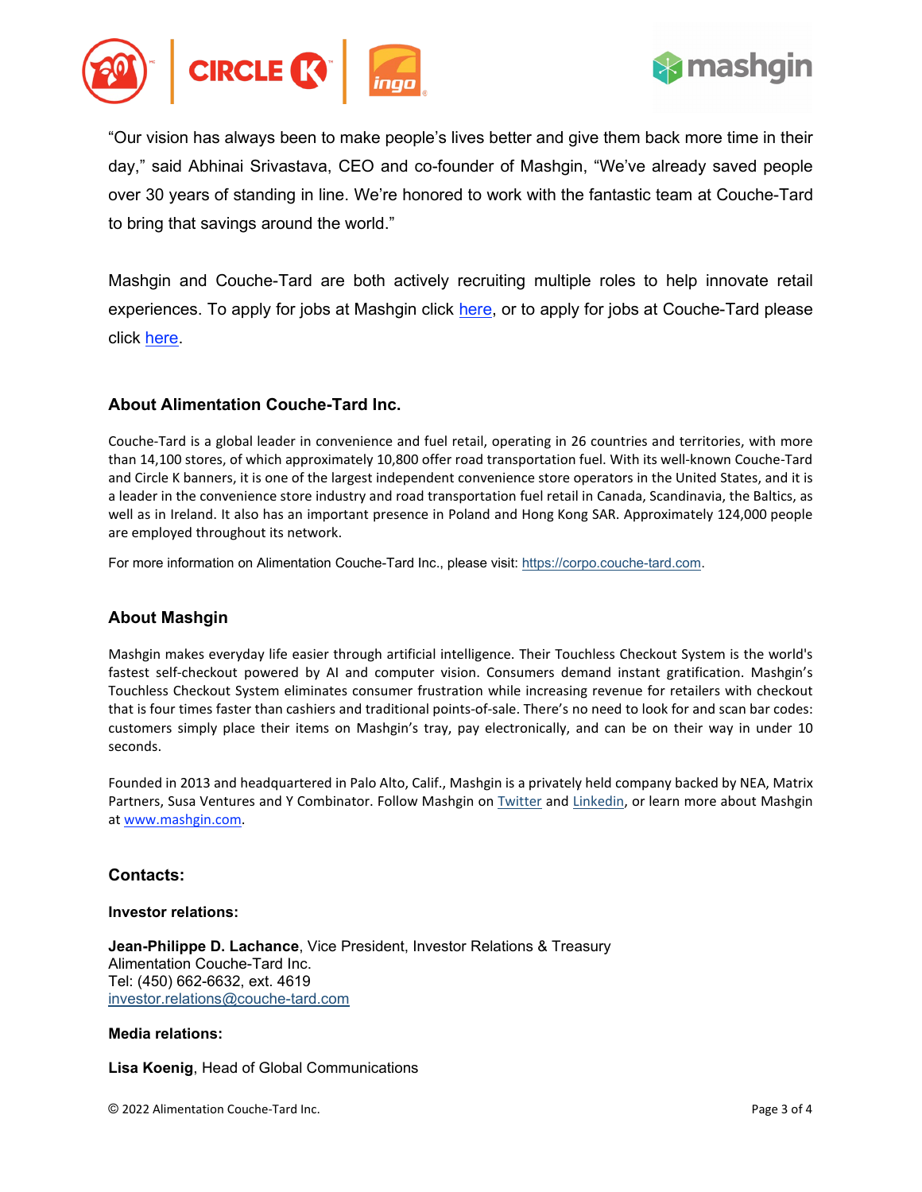"Our vision has always been to make people's lives better and give them back more time in their day," said Abhinai Srivastava, CEO and co-founder of Mashgin, "We've already saved people over 30 years of standing in line. We're honored to work with the fantastic team at Couche-Tard to bring that savings around the world."

Mashgin and Couche-Tard are both actively recruiting multiple roles to help innovate retail experiences. To apply for jobs at Mashgin click here, or to apply for jobs at Couche-Tard please click here.

### About Alimentation Couche-Tard Inc.

Couche-Tard is a global leader in convenience and fuel retail, operating in 26 countries and territories, with more than 14,100 stores, of which approximately 10,800 offer road transportation fuel. With its well-known Couche-Tard and Circle K banners, it is one of the largest independent convenience store operators in the United States, and it is a leader in the convenience store industry and road transportation fuel retail in Canada, Scandinavia, the Baltics, as well as in Ireland. It also has an important presence in Poland and Hong Kong SAR. Approximately 124,000 people are employed throughout its network.

For more information on Alimentation Couche-Tard Inc., please visit: https://corpo.couche-tard.com.

### About Mashgin

Mashgin makes everyday life easier through artificial intelligence. Their Touchless Checkout System is the world's fastest self-checkout powered by AI and computer vision. Consumers demand instant gratification. Mashgin's Touchless Checkout System eliminates consumer frustration while increasing revenue for retailers with checkout that is four times faster than cashiers and traditional points-of-sale. There's no need to look for and scan bar codes: customers simply place their items on Mashgin's tray, pay electronically, and can be on their way in under 10 seconds.

Founded in 2013 and headquartered in Palo Alto, Calif., Mashgin is a privately held company backed by NEA, Matrix Partners, Susa Ventures and Y Combinator. Follow Mashgin on Twitter and Linkedin, or learn more about Mashgin at www.mashgin.com.

### Contacts:

**Investor relations:**

**Jean-Philippe D. Lachance**, Vice President, Investor Relations & Treasury
Alimentation Couche-Tard Inc.
Tel: (450) 662-6632, ext. 4619
investor.relations@couche-tard.com

**Media relations:**

**Lisa Koenig**, Head of Global Communications

© 2022 Alimentation Couche-Tard Inc.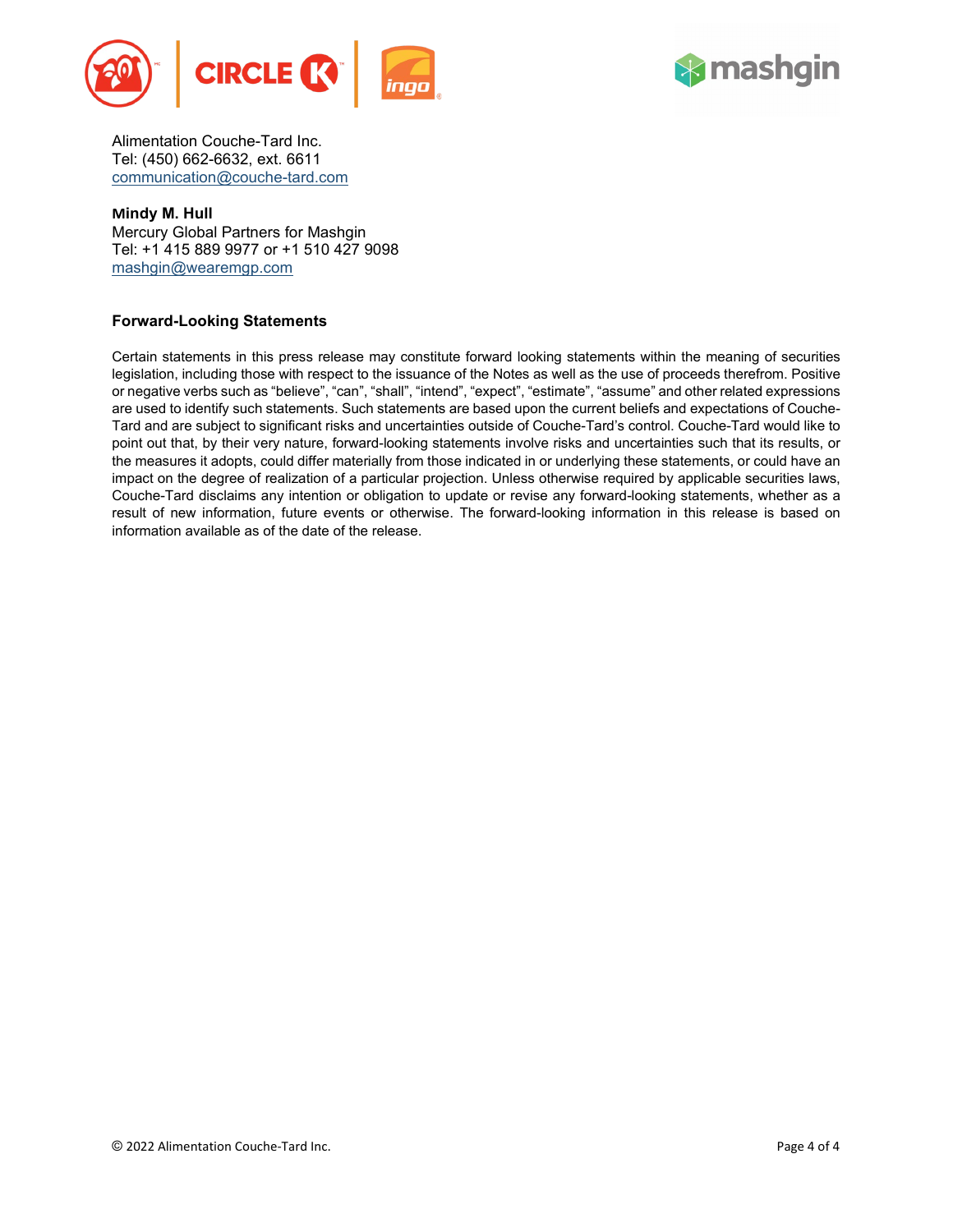Alimentation Couche-Tard Inc.
Tel: (450) 662-6632, ext. 6611
communication@couche-tard.com

**Mindy M. Hull**
Mercury Global Partners for Mashgin
Tel: +1 415 889 9977 or +1 510 427 9098
mashgin@wearemgp.com

### Forward-Looking Statements

Certain statements in this press release may constitute forward looking statements within the meaning of securities legislation, including those with respect to the issuance of the Notes as well as the use of proceeds therefrom. Positive or negative verbs such as "believe", "can", "shall", "intend", "expect", "estimate", "assume" and other related expressions are used to identify such statements. Such statements are based upon the current beliefs and expectations of Couche-Tard and are subject to significant risks and uncertainties outside of Couche-Tard's control. Couche-Tard would like to point out that, by their very nature, forward-looking statements involve risks and uncertainties such that its results, or the measures it adopts, could differ materially from those indicated in or underlying these statements, or could have an impact on the degree of realization of a particular projection. Unless otherwise required by applicable securities laws, Couche-Tard disclaims any intention or obligation to update or revise any forward-looking statements, whether as a result of new information, future events or otherwise. The forward-looking information in this release is based on information available as of the date of the release.

© 2022 Alimentation Couche-Tard Inc.